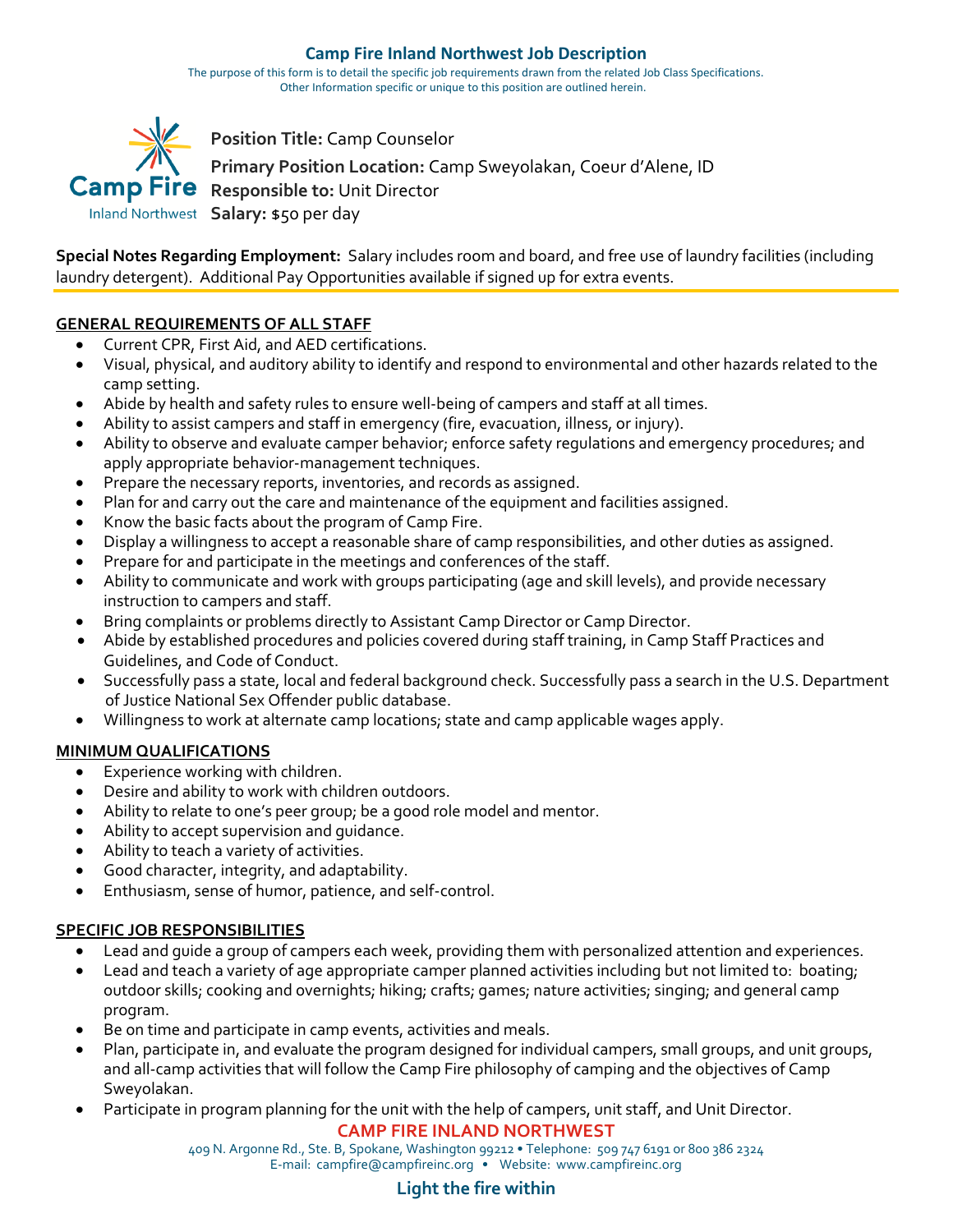# Camp Fire Inland Northwest Job Description

The purpose of this form is to detail the specific job requirements drawn from the related Job Class Specifications.
Other Information specific or unique to this position are outlined herein.

**Position Title:** Camp Counselor

**Primary Position Location:** Camp Sweyolakan, Coeur d'Alene, ID

**Responsible to:** Unit Director

**Salary:** $50 per day

**Special Notes Regarding Employment:** Salary includes room and board, and free use of laundry facilities (including laundry detergent). Additional Pay Opportunities available if signed up for extra events.

## GENERAL REQUIREMENTS OF ALL STAFF

- Current CPR, First Aid, and AED certifications.
- Visual, physical, and auditory ability to identify and respond to environmental and other hazards related to the camp setting.
- Abide by health and safety rules to ensure well-being of campers and staff at all times.
- Ability to assist campers and staff in emergency (fire, evacuation, illness, or injury).
- Ability to observe and evaluate camper behavior; enforce safety regulations and emergency procedures; and apply appropriate behavior-management techniques.
- Prepare the necessary reports, inventories, and records as assigned.
- Plan for and carry out the care and maintenance of the equipment and facilities assigned.
- Know the basic facts about the program of Camp Fire.
- Display a willingness to accept a reasonable share of camp responsibilities, and other duties as assigned.
- Prepare for and participate in the meetings and conferences of the staff.
- Ability to communicate and work with groups participating (age and skill levels), and provide necessary instruction to campers and staff.
- Bring complaints or problems directly to Assistant Camp Director or Camp Director.
- Abide by established procedures and policies covered during staff training, in Camp Staff Practices and Guidelines, and Code of Conduct.
- Successfully pass a state, local and federal background check. Successfully pass a search in the U.S. Department of Justice National Sex Offender public database.
- Willingness to work at alternate camp locations; state and camp applicable wages apply.

## MINIMUM QUALIFICATIONS

- Experience working with children.
- Desire and ability to work with children outdoors.
- Ability to relate to one's peer group; be a good role model and mentor.
- Ability to accept supervision and guidance.
- Ability to teach a variety of activities.
- Good character, integrity, and adaptability.
- Enthusiasm, sense of humor, patience, and self-control.

## SPECIFIC JOB RESPONSIBILITIES

- Lead and guide a group of campers each week, providing them with personalized attention and experiences.
- Lead and teach a variety of age appropriate camper planned activities including but not limited to: boating; outdoor skills; cooking and overnights; hiking; crafts; games; nature activities; singing; and general camp program.
- Be on time and participate in camp events, activities and meals.
- Plan, participate in, and evaluate the program designed for individual campers, small groups, and unit groups, and all-camp activities that will follow the Camp Fire philosophy of camping and the objectives of Camp Sweyolakan.
- Participate in program planning for the unit with the help of campers, unit staff, and Unit Director.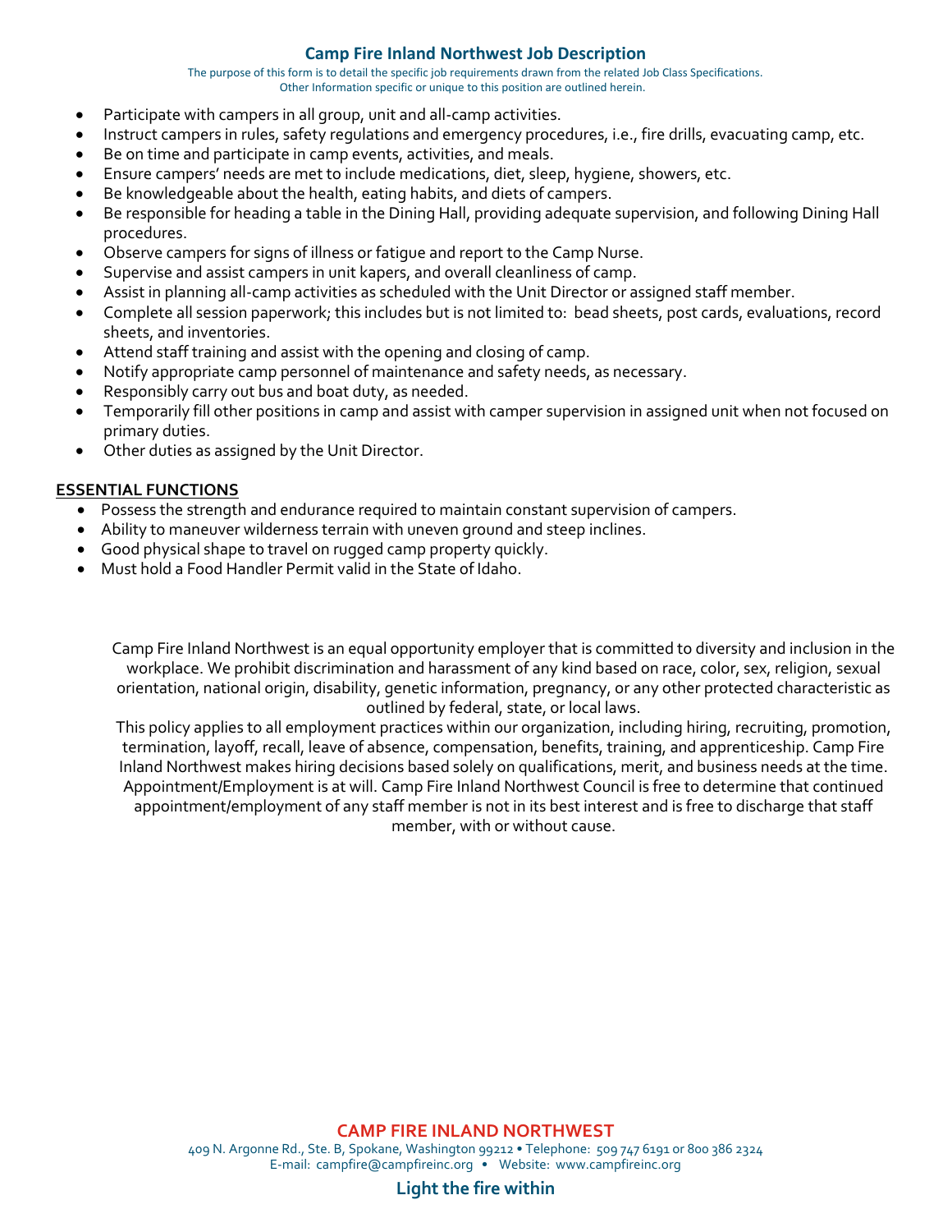- Participate with campers in all group, unit and all-camp activities.
- Instruct campers in rules, safety regulations and emergency procedures, i.e., fire drills, evacuating camp, etc.
- Be on time and participate in camp events, activities, and meals.
- Ensure campers' needs are met to include medications, diet, sleep, hygiene, showers, etc.
- Be knowledgeable about the health, eating habits, and diets of campers.
- Be responsible for heading a table in the Dining Hall, providing adequate supervision, and following Dining Hall procedures.
- Observe campers for signs of illness or fatigue and report to the Camp Nurse.
- Supervise and assist campers in unit kapers, and overall cleanliness of camp.
- Assist in planning all-camp activities as scheduled with the Unit Director or assigned staff member.
- Complete all session paperwork; this includes but is not limited to: bead sheets, post cards, evaluations, record sheets, and inventories.
- Attend staff training and assist with the opening and closing of camp.
- Notify appropriate camp personnel of maintenance and safety needs, as necessary.
- Responsibly carry out bus and boat duty, as needed.
- Temporarily fill other positions in camp and assist with camper supervision in assigned unit when not focused on primary duties.
- Other duties as assigned by the Unit Director.

## ESSENTIAL FUNCTIONS

- Possess the strength and endurance required to maintain constant supervision of campers.
- Ability to maneuver wilderness terrain with uneven ground and steep inclines.
- Good physical shape to travel on rugged camp property quickly.
- Must hold a Food Handler Permit valid in the State of Idaho.

Camp Fire Inland Northwest is an equal opportunity employer that is committed to diversity and inclusion in the workplace. We prohibit discrimination and harassment of any kind based on race, color, sex, religion, sexual orientation, national origin, disability, genetic information, pregnancy, or any other protected characteristic as outlined by federal, state, or local laws.

This policy applies to all employment practices within our organization, including hiring, recruiting, promotion, termination, layoff, recall, leave of absence, compensation, benefits, training, and apprenticeship. Camp Fire Inland Northwest makes hiring decisions based solely on qualifications, merit, and business needs at the time. Appointment/Employment is at will. Camp Fire Inland Northwest Council is free to determine that continued appointment/employment of any staff member is not in its best interest and is free to discharge that staff member, with or without cause.